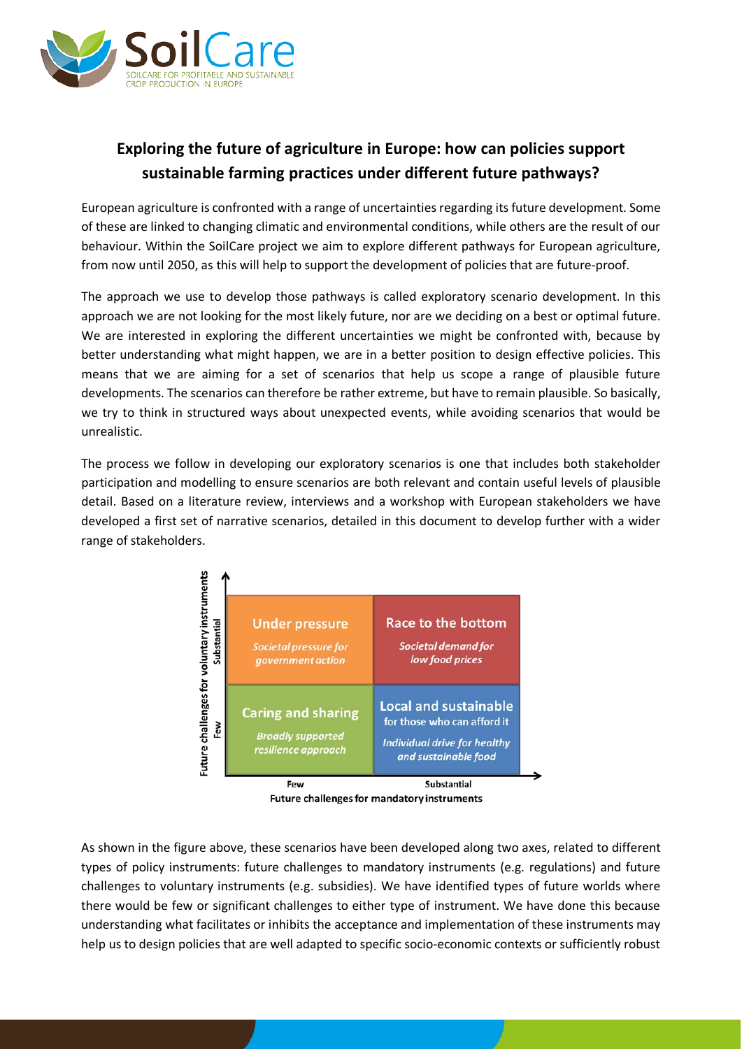# Exploring the future of agriculture in Europe: how can policies support sustainable farming practices under different future pathways?

European agriculture is confronted with a range of uncertainties regarding its future development. Some of these are linked to changing climatic and environmental conditions, while others are the result of our behaviour. Within the SoilCare project we aim to explore different pathways for European agriculture, from now until 2050, as this will help to support the development of policies that are future-proof.

The approach we use to develop those pathways is called exploratory scenario development. In this approach we are not looking for the most likely future, nor are we deciding on a best or optimal future. We are interested in exploring the different uncertainties we might be confronted with, because by better understanding what might happen, we are in a better position to design effective policies. This means that we are aiming for a set of scenarios that help us scope a range of plausible future developments. The scenarios can therefore be rather extreme, but have to remain plausible. So basically, we try to think in structured ways about unexpected events, while avoiding scenarios that would be unrealistic.

The process we follow in developing our exploratory scenarios is one that includes both stakeholder participation and modelling to ensure scenarios are both relevant and contain useful levels of plausible detail. Based on a literature review, interviews and a workshop with European stakeholders we have developed a first set of narrative scenarios, detailed in this document to develop further with a wider range of stakeholders.

| Future challenges for voluntary instruments | Few (mandatory) | Substantial (mandatory) |
|---|---|---|
| Substantial | **Under pressure** — *Societal pressure for government action* | **Race to the bottom** — *Societal demand for low food prices* |
| Few | **Caring and sharing** — *Broadly supported resilience approach* | **Local and sustainable** for those who can afford it — *Individual drive for healthy and sustainable food* |

Future challenges for mandatory instruments

As shown in the figure above, these scenarios have been developed along two axes, related to different types of policy instruments: future challenges to mandatory instruments (e.g. regulations) and future challenges to voluntary instruments (e.g. subsidies). We have identified types of future worlds where there would be few or significant challenges to either type of instrument. We have done this because understanding what facilitates or inhibits the acceptance and implementation of these instruments may help us to design policies that are well adapted to specific socio-economic contexts or sufficiently robust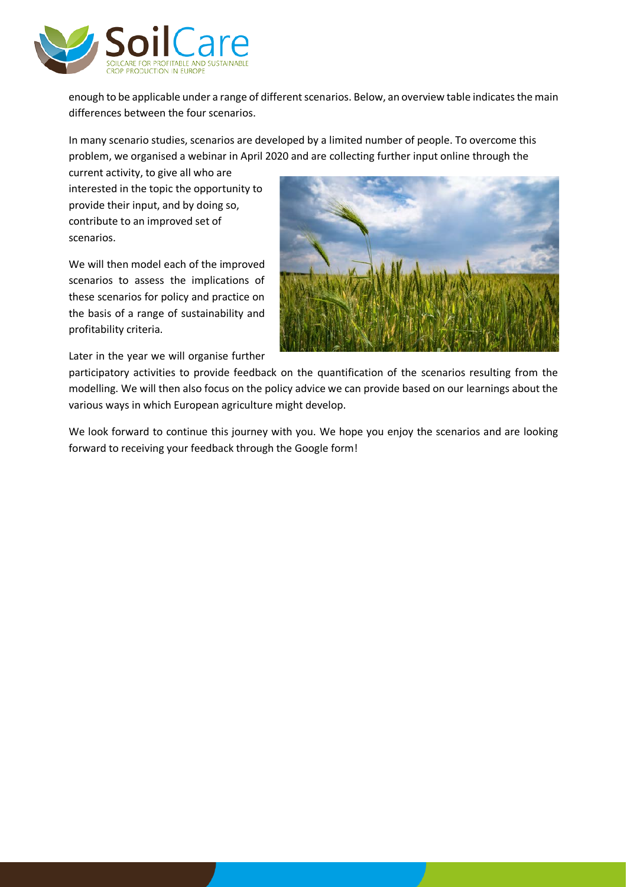enough to be applicable under a range of different scenarios. Below, an overview table indicates the main differences between the four scenarios.

In many scenario studies, scenarios are developed by a limited number of people. To overcome this problem, we organised a webinar in April 2020 and are collecting further input online through the current activity, to give all who are interested in the topic the opportunity to provide their input, and by doing so, contribute to an improved set of scenarios.

We will then model each of the improved scenarios to assess the implications of these scenarios for policy and practice on the basis of a range of sustainability and profitability criteria.

Later in the year we will organise further participatory activities to provide feedback on the quantification of the scenarios resulting from the modelling. We will then also focus on the policy advice we can provide based on our learnings about the various ways in which European agriculture might develop.

We look forward to continue this journey with you. We hope you enjoy the scenarios and are looking forward to receiving your feedback through the Google form!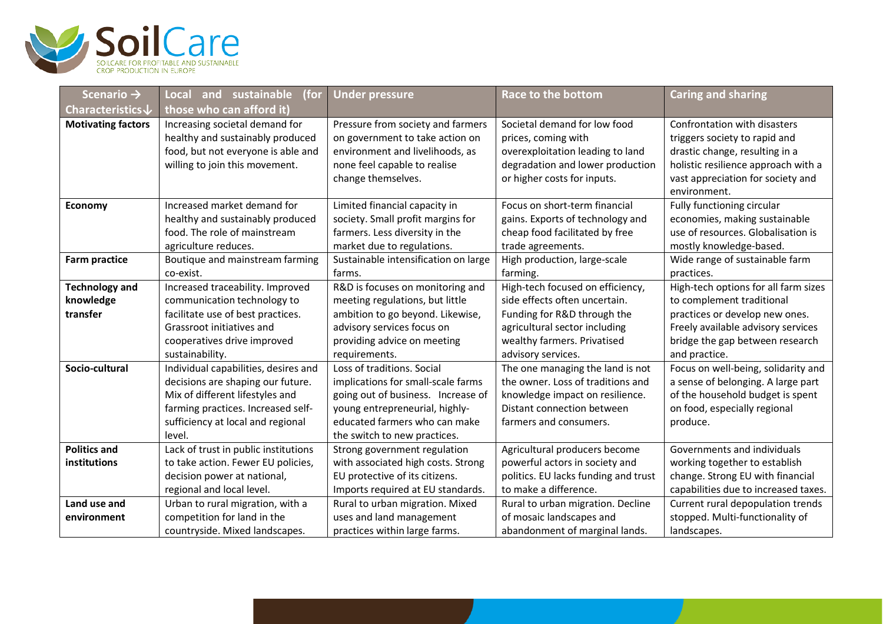| Scenario → Characteristics↓ | Local and sustainable (for those who can afford it) | Under pressure | Race to the bottom | Caring and sharing |
|---|---|---|---|---|
| **Motivating factors** | Increasing societal demand for healthy and sustainably produced food, but not everyone is able and willing to join this movement. | Pressure from society and farmers on government to take action on environment and livelihoods, as none feel capable to realise change themselves. | Societal demand for low food prices, coming with overexploitation leading to land degradation and lower production or higher costs for inputs. | Confrontation with disasters triggers society to rapid and drastic change, resulting in a holistic resilience approach with a vast appreciation for society and environment. |
| **Economy** | Increased market demand for healthy and sustainably produced food. The role of mainstream agriculture reduces. | Limited financial capacity in society. Small profit margins for farmers. Less diversity in the market due to regulations. | Focus on short-term financial gains. Exports of technology and cheap food facilitated by free trade agreements. | Fully functioning circular economies, making sustainable use of resources. Globalisation is mostly knowledge-based. |
| **Farm practice** | Boutique and mainstream farming co-exist. | Sustainable intensification on large farms. | High production, large-scale farming. | Wide range of sustainable farm practices. |
| **Technology and knowledge transfer** | Increased traceability. Improved communication technology to facilitate use of best practices. Grassroot initiatives and cooperatives drive improved sustainability. | R&D is focuses on monitoring and meeting regulations, but little ambition to go beyond. Likewise, advisory services focus on providing advice on meeting requirements. | High-tech focused on efficiency, side effects often uncertain. Funding for R&D through the agricultural sector including wealthy farmers. Privatised advisory services. | High-tech options for all farm sizes to complement traditional practices or develop new ones. Freely available advisory services bridge the gap between research and practice. |
| **Socio-cultural** | Individual capabilities, desires and decisions are shaping our future. Mix of different lifestyles and farming practices. Increased self-sufficiency at local and regional level. | Loss of traditions. Social implications for small-scale farms going out of business. Increase of young entrepreneurial, highly-educated farmers who can make the switch to new practices. | The one managing the land is not the owner. Loss of traditions and knowledge impact on resilience. Distant connection between farmers and consumers. | Focus on well-being, solidarity and a sense of belonging. A large part of the household budget is spent on food, especially regional produce. |
| **Politics and institutions** | Lack of trust in public institutions to take action. Fewer EU policies, decision power at national, regional and local level. | Strong government regulation with associated high costs. Strong EU protective of its citizens. Imports required at EU standards. | Agricultural producers become powerful actors in society and politics. EU lacks funding and trust to make a difference. | Governments and individuals working together to establish change. Strong EU with financial capabilities due to increased taxes. |
| **Land use and environment** | Urban to rural migration, with a competition for land in the countryside. Mixed landscapes. | Rural to urban migration. Mixed uses and land management practices within large farms. | Rural to urban migration. Decline of mosaic landscapes and abandonment of marginal lands. | Current rural depopulation trends stopped. Multi-functionality of landscapes. |